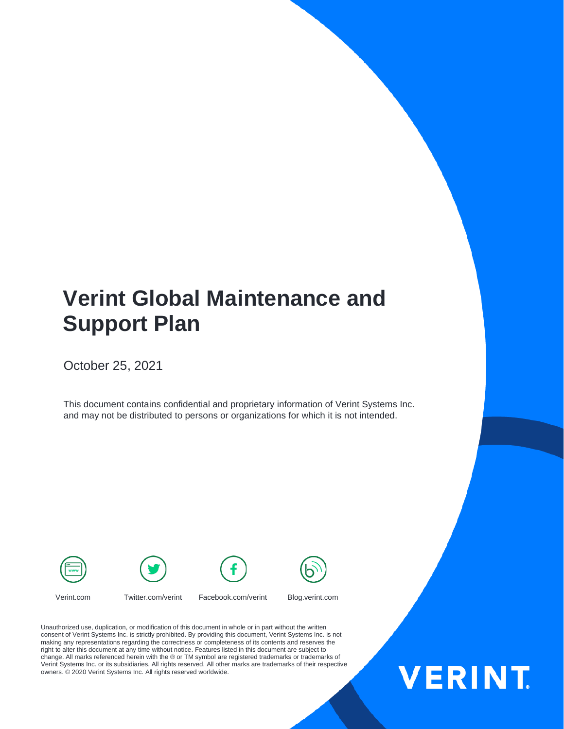# Verint Global Maintenance and Support Plan

October 25, 2021

This document contains confidential and proprietary information of Verint Systems Inc. and may not be distributed to persons or organizations for which it is not intended.

Verint.com Twitter.com/verint Facebook.com/verint Blog.verint.com

Unauthorized use, duplication, or modification of this document in whole or in part without the written consent of Verint Systems Inc. is strictly prohibited. By providing this document, Verint Systems Inc. is not making any representations regarding the correctness or completeness of its contents and reserves the right to alter this document at any time without notice. Features listed in this document are subject to change. All marks referenced herein with the ® or TM symbol are registered trademarks or trademarks of Verint Systems Inc. or its subsidiaries. All rights reserved. All other marks are trademarks of their respective owners. © 2020 Verint Systems Inc. All rights reserved worldwide.

VERINT.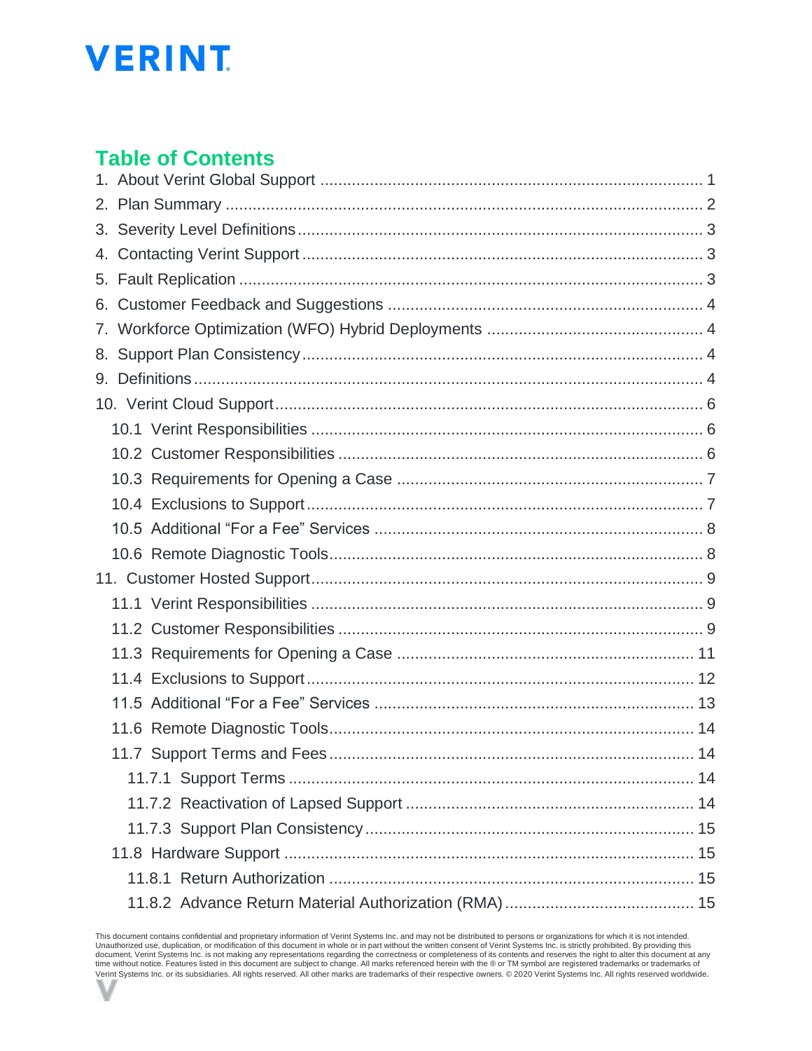# Table of Contents

1. About Verint Global Support ..... 1
2. Plan Summary ..... 2
3. Severity Level Definitions ..... 3
4. Contacting Verint Support ..... 3
5. Fault Replication ..... 3
6. Customer Feedback and Suggestions ..... 4
7. Workforce Optimization (WFO) Hybrid Deployments ..... 4
8. Support Plan Consistency ..... 4
9. Definitions ..... 4
10. Verint Cloud Support ..... 6
    - 10.1 Verint Responsibilities ..... 6
    - 10.2 Customer Responsibilities ..... 6
    - 10.3 Requirements for Opening a Case ..... 7
    - 10.4 Exclusions to Support ..... 7
    - 10.5 Additional "For a Fee" Services ..... 8
    - 10.6 Remote Diagnostic Tools ..... 8
11. Customer Hosted Support ..... 9
    - 11.1 Verint Responsibilities ..... 9
    - 11.2 Customer Responsibilities ..... 9
    - 11.3 Requirements for Opening a Case ..... 11
    - 11.4 Exclusions to Support ..... 12
    - 11.5 Additional "For a Fee" Services ..... 13
    - 11.6 Remote Diagnostic Tools ..... 14
    - 11.7 Support Terms and Fees ..... 14
        - 11.7.1 Support Terms ..... 14
        - 11.7.2 Reactivation of Lapsed Support ..... 14
        - 11.7.3 Support Plan Consistency ..... 15
    - 11.8 Hardware Support ..... 15
        - 11.8.1 Return Authorization ..... 15
        - 11.8.2 Advance Return Material Authorization (RMA) ..... 15

This document contains confidential and proprietary information of Verint Systems Inc. and may not be distributed to persons or organizations for which it is not intended. Unauthorized use, duplication, or modification of this document in whole or in part without the written consent of Verint Systems Inc. is strictly prohibited. By providing this document, Verint Systems Inc. is not making any representations regarding the correctness or completeness of its contents and reserves the right to alter this document at any time without notice. Features listed in this document are subject to change. All marks referenced herein with the ® or TM symbol are registered trademarks or trademarks of Verint Systems Inc. or its subsidiaries. All rights reserved. All other marks are trademarks of their respective owners. © 2020 Verint Systems Inc. All rights reserved worldwide.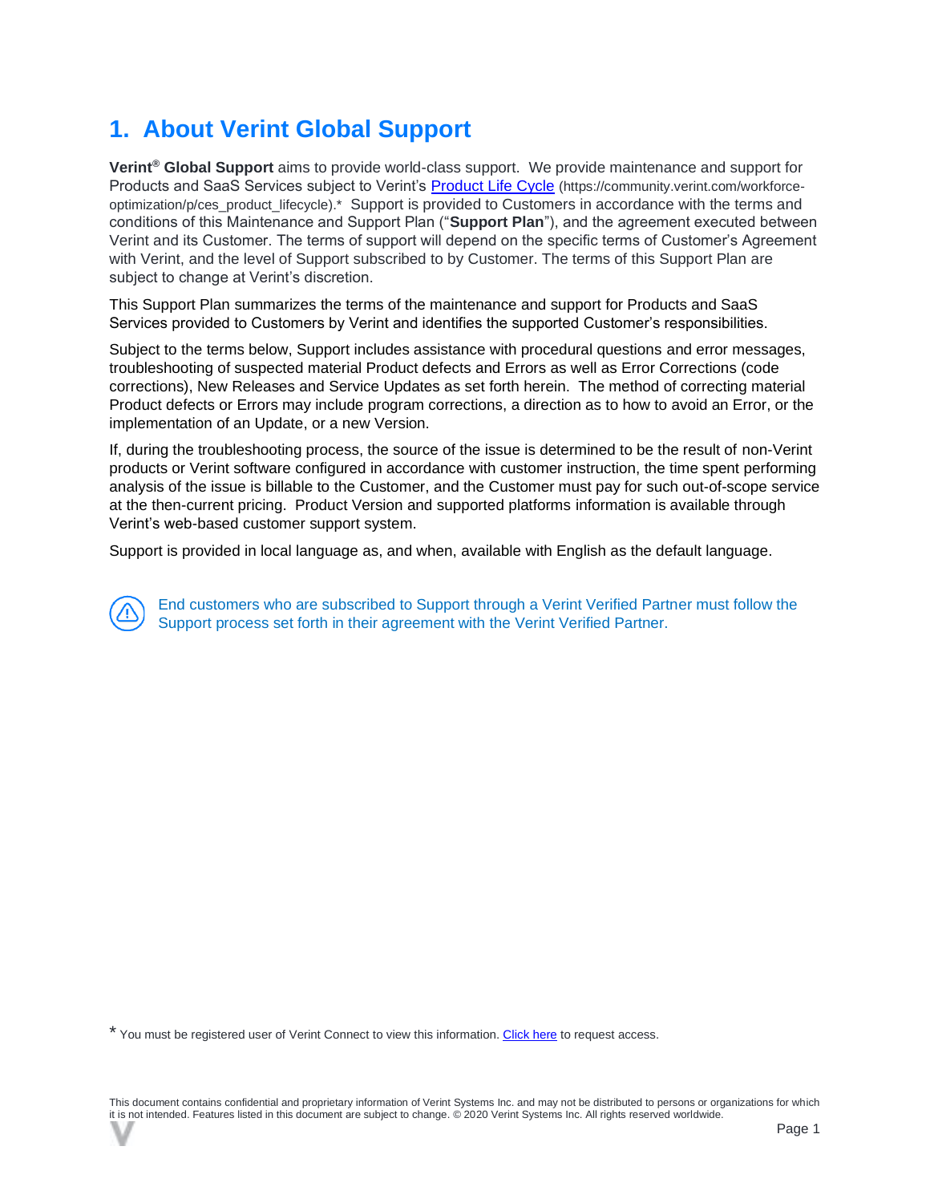# 1. About Verint Global Support

**Verint® Global Support** aims to provide world-class support. We provide maintenance and support for Products and SaaS Services subject to Verint's [Product Life Cycle](https://community.verint.com/workforce-optimization/p/ces_product_lifecycle) (https://community.verint.com/workforce-optimization/p/ces_product_lifecycle).* Support is provided to Customers in accordance with the terms and conditions of this Maintenance and Support Plan ("**Support Plan**"), and the agreement executed between Verint and its Customer. The terms of support will depend on the specific terms of Customer's Agreement with Verint, and the level of Support subscribed to by Customer. The terms of this Support Plan are subject to change at Verint's discretion.

This Support Plan summarizes the terms of the maintenance and support for Products and SaaS Services provided to Customers by Verint and identifies the supported Customer's responsibilities.

Subject to the terms below, Support includes assistance with procedural questions and error messages, troubleshooting of suspected material Product defects and Errors as well as Error Corrections (code corrections), New Releases and Service Updates as set forth herein. The method of correcting material Product defects or Errors may include program corrections, a direction as to how to avoid an Error, or the implementation of an Update, or a new Version.

If, during the troubleshooting process, the source of the issue is determined to be the result of non-Verint products or Verint software configured in accordance with customer instruction, the time spent performing analysis of the issue is billable to the Customer, and the Customer must pay for such out-of-scope service at the then-current pricing. Product Version and supported platforms information is available through Verint's web-based customer support system.

Support is provided in local language as, and when, available with English as the default language.

End customers who are subscribed to Support through a Verint Verified Partner must follow the Support process set forth in their agreement with the Verint Verified Partner.

* You must be registered user of Verint Connect to view this information. Click here to request access.

This document contains confidential and proprietary information of Verint Systems Inc. and may not be distributed to persons or organizations for which it is not intended. Features listed in this document are subject to change. © 2020 Verint Systems Inc. All rights reserved worldwide.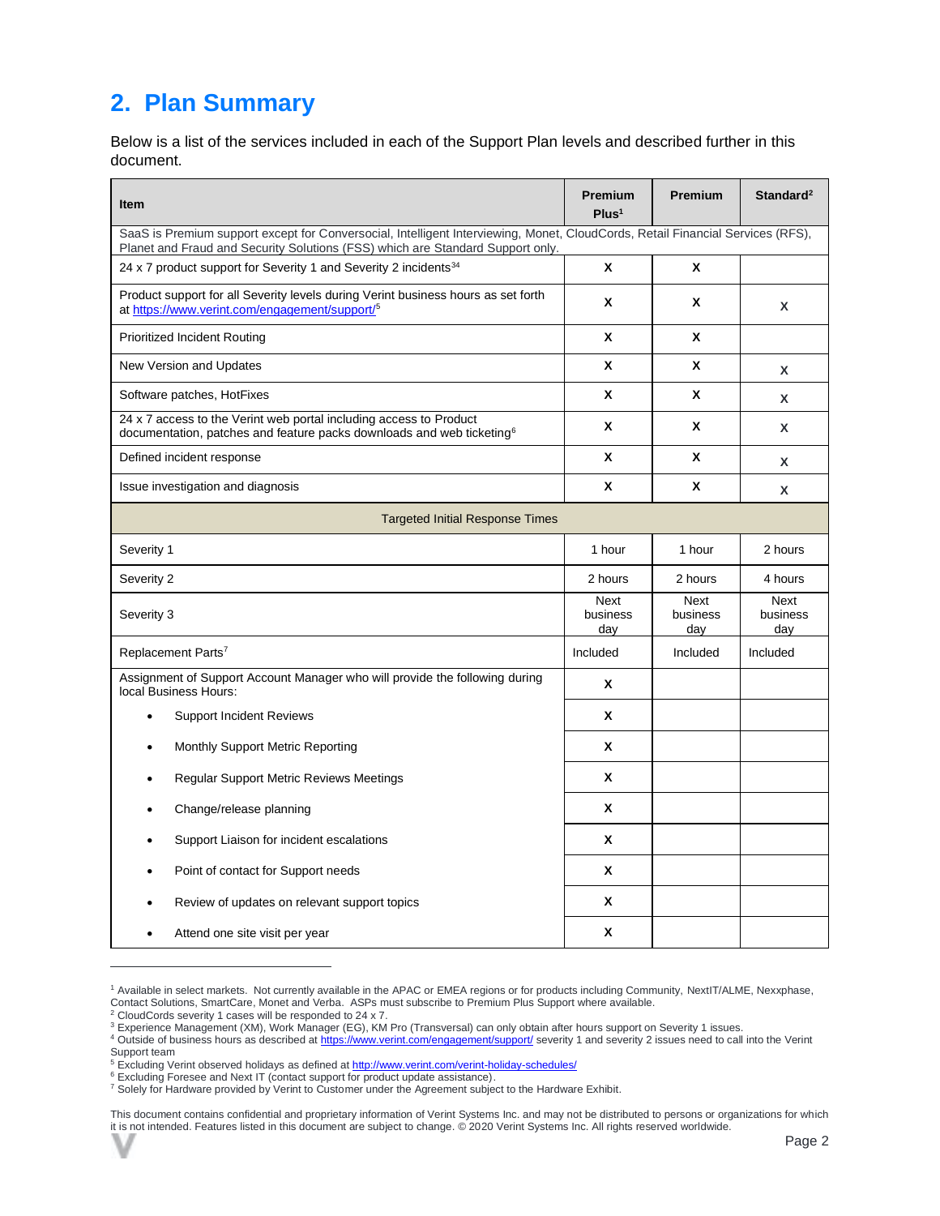## 2. Plan Summary

Below is a list of the services included in each of the Support Plan levels and described further in this document.

| Item | Premium Plus[1] | Premium | Standard[2] |
|---|---|---|---|
| SaaS is Premium support except for Conversocial, Intelligent Interviewing, Monet, CloudCords, Retail Financial Services (RFS), Planet and Fraud and Security Solutions (FSS) which are Standard Support only. | | | |
| 24 x 7 product support for Severity 1 and Severity 2 incidents[3,4] | X | X | |
| Product support for all Severity levels during Verint business hours as set forth at https://www.verint.com/engagement/support/[5] | X | X | X |
| Prioritized Incident Routing | X | X | |
| New Version and Updates | X | X | X |
| Software patches, HotFixes | X | X | X |
| 24 x 7 access to the Verint web portal including access to Product documentation, patches and feature packs downloads and web ticketing[6] | X | X | X |
| Defined incident response | X | X | X |
| Issue investigation and diagnosis | X | X | X |
| Targeted Initial Response Times | | | |
| Severity 1 | 1 hour | 1 hour | 2 hours |
| Severity 2 | 2 hours | 2 hours | 4 hours |
| Severity 3 | Next business day | Next business day | Next business day |
| Replacement Parts[7] | Included | Included | Included |
| Assignment of Support Account Manager who will provide the following during local Business Hours: | X | | |
| • Support Incident Reviews | X | | |
| • Monthly Support Metric Reporting | X | | |
| • Regular Support Metric Reviews Meetings | X | | |
| • Change/release planning | X | | |
| • Support Liaison for incident escalations | X | | |
| • Point of contact for Support needs | X | | |
| • Review of updates on relevant support topics | X | | |
| • Attend one site visit per year | X | | |

[1] Available in select markets. Not currently available in the APAC or EMEA regions or for products including Community, NextIT/ALME, Nexxphase, Contact Solutions, SmartCare, Monet and Verba. ASPs must subscribe to Premium Plus Support where available.
[2] CloudCords severity 1 cases will be responded to 24 x 7.
[3] Experience Management (XM), Work Manager (EG), KM Pro (Transversal) can only obtain after hours support on Severity 1 issues.
[4] Outside of business hours as described at https://www.verint.com/engagement/support/ severity 1 and severity 2 issues need to call into the Verint Support team
[5] Excluding Verint observed holidays as defined at http://www.verint.com/verint-holiday-schedules/
[6] Excluding Foresee and Next IT (contact support for product update assistance).
[7] Solely for Hardware provided by Verint to Customer under the Agreement subject to the Hardware Exhibit.

This document contains confidential and proprietary information of Verint Systems Inc. and may not be distributed to persons or organizations for which it is not intended. Features listed in this document are subject to change. © 2020 Verint Systems Inc. All rights reserved worldwide.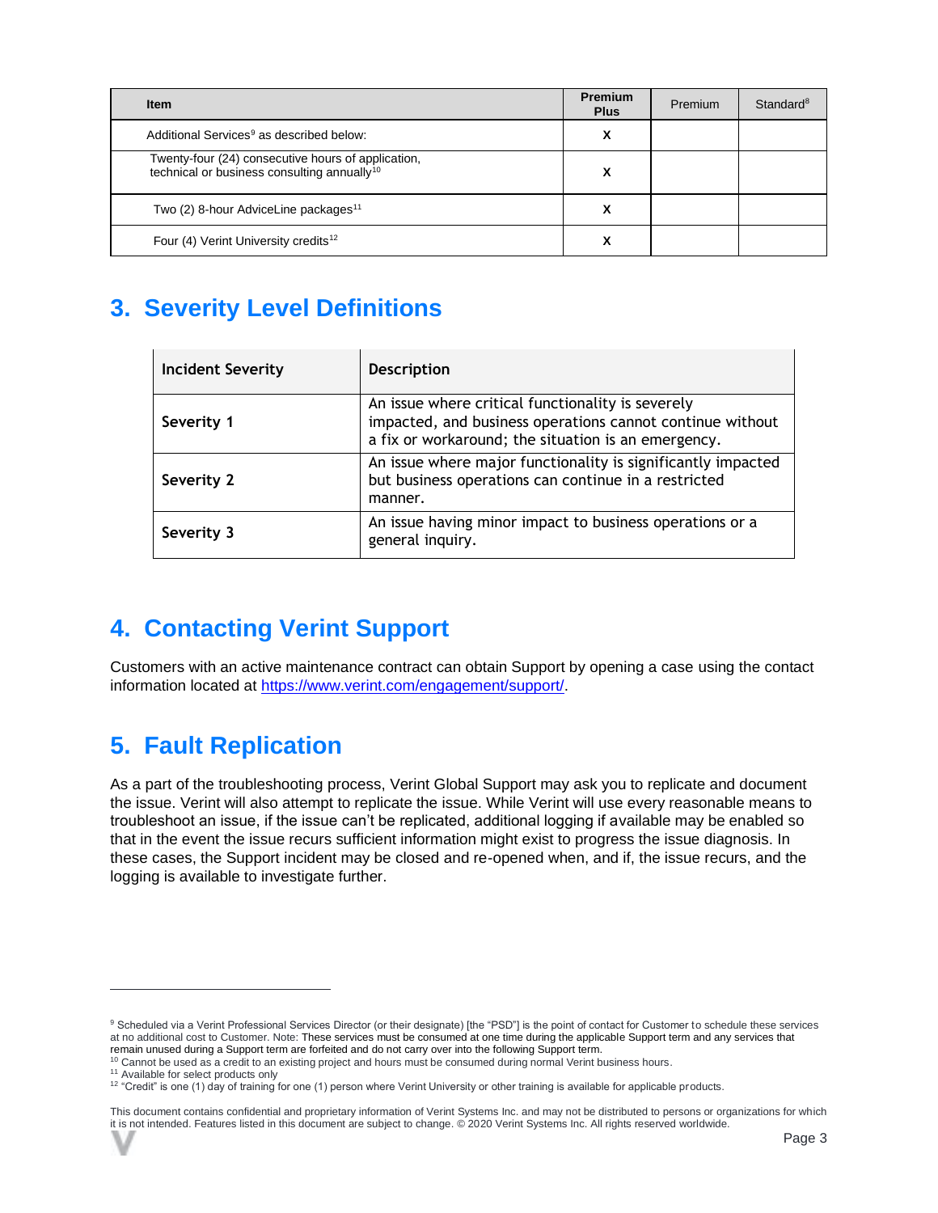| Item | Premium Plus | Premium | Standard[8] |
|---|---|---|---|
| Additional Services[9] as described below: | X | | |
| Twenty-four (24) consecutive hours of application, technical or business consulting annually[10] | X | | |
| Two (2) 8-hour AdviceLine packages[11] | X | | |
| Four (4) Verint University credits[12] | X | | |

## 3. Severity Level Definitions

| Incident Severity | Description |
|---|---|
| Severity 1 | An issue where critical functionality is severely impacted, and business operations cannot continue without a fix or workaround; the situation is an emergency. |
| Severity 2 | An issue where major functionality is significantly impacted but business operations can continue in a restricted manner. |
| Severity 3 | An issue having minor impact to business operations or a general inquiry. |

## 4. Contacting Verint Support

Customers with an active maintenance contract can obtain Support by opening a case using the contact information located at https://www.verint.com/engagement/support/.

## 5. Fault Replication

As a part of the troubleshooting process, Verint Global Support may ask you to replicate and document the issue. Verint will also attempt to replicate the issue. While Verint will use every reasonable means to troubleshoot an issue, if the issue can't be replicated, additional logging if available may be enabled so that in the event the issue recurs sufficient information might exist to progress the issue diagnosis. In these cases, the Support incident may be closed and re-opened when, and if, the issue recurs, and the logging is available to investigate further.

---

[9] Scheduled via a Verint Professional Services Director (or their designate) [the "PSD"] is the point of contact for Customer to schedule these services at no additional cost to Customer. Note: These services must be consumed at one time during the applicable Support term and any services that remain unused during a Support term are forfeited and do not carry over into the following Support term.
[10] Cannot be used as a credit to an existing project and hours must be consumed during normal Verint business hours.
[11] Available for select products only
[12] "Credit" is one (1) day of training for one (1) person where Verint University or other training is available for applicable products.

This document contains confidential and proprietary information of Verint Systems Inc. and may not be distributed to persons or organizations for which it is not intended. Features listed in this document are subject to change. © 2020 Verint Systems Inc. All rights reserved worldwide.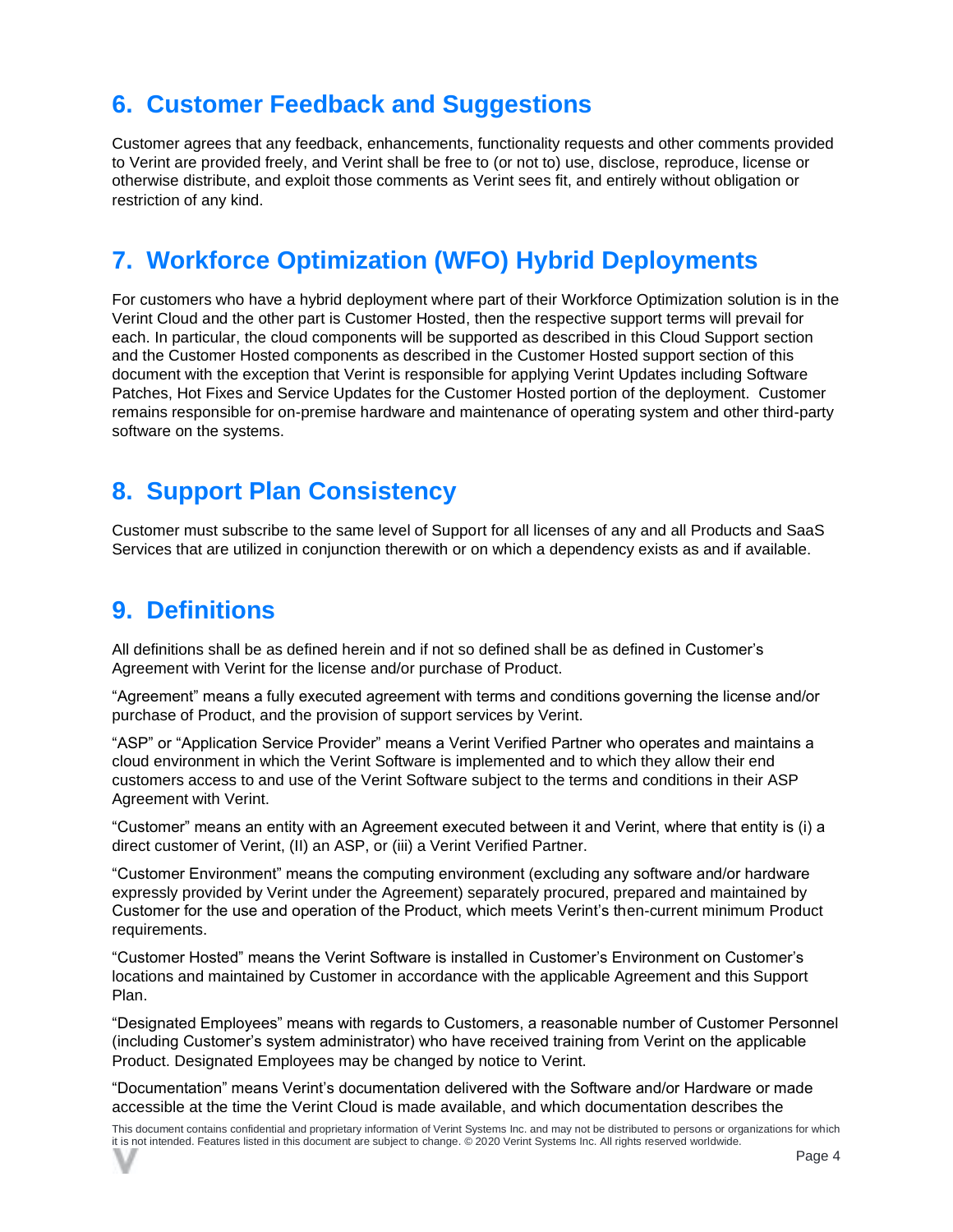## 6. Customer Feedback and Suggestions

Customer agrees that any feedback, enhancements, functionality requests and other comments provided to Verint are provided freely, and Verint shall be free to (or not to) use, disclose, reproduce, license or otherwise distribute, and exploit those comments as Verint sees fit, and entirely without obligation or restriction of any kind.

## 7. Workforce Optimization (WFO) Hybrid Deployments

For customers who have a hybrid deployment where part of their Workforce Optimization solution is in the Verint Cloud and the other part is Customer Hosted, then the respective support terms will prevail for each. In particular, the cloud components will be supported as described in this Cloud Support section and the Customer Hosted components as described in the Customer Hosted support section of this document with the exception that Verint is responsible for applying Verint Updates including Software Patches, Hot Fixes and Service Updates for the Customer Hosted portion of the deployment. Customer remains responsible for on-premise hardware and maintenance of operating system and other third-party software on the systems.

## 8. Support Plan Consistency

Customer must subscribe to the same level of Support for all licenses of any and all Products and SaaS Services that are utilized in conjunction therewith or on which a dependency exists as and if available.

## 9. Definitions

All definitions shall be as defined herein and if not so defined shall be as defined in Customer's Agreement with Verint for the license and/or purchase of Product.

"Agreement" means a fully executed agreement with terms and conditions governing the license and/or purchase of Product, and the provision of support services by Verint.

"ASP" or "Application Service Provider" means a Verint Verified Partner who operates and maintains a cloud environment in which the Verint Software is implemented and to which they allow their end customers access to and use of the Verint Software subject to the terms and conditions in their ASP Agreement with Verint.

"Customer" means an entity with an Agreement executed between it and Verint, where that entity is (i) a direct customer of Verint, (II) an ASP, or (iii) a Verint Verified Partner.

"Customer Environment" means the computing environment (excluding any software and/or hardware expressly provided by Verint under the Agreement) separately procured, prepared and maintained by Customer for the use and operation of the Product, which meets Verint's then-current minimum Product requirements.

"Customer Hosted" means the Verint Software is installed in Customer's Environment on Customer's locations and maintained by Customer in accordance with the applicable Agreement and this Support Plan.

"Designated Employees" means with regards to Customers, a reasonable number of Customer Personnel (including Customer's system administrator) who have received training from Verint on the applicable Product. Designated Employees may be changed by notice to Verint.

"Documentation" means Verint's documentation delivered with the Software and/or Hardware or made accessible at the time the Verint Cloud is made available, and which documentation describes the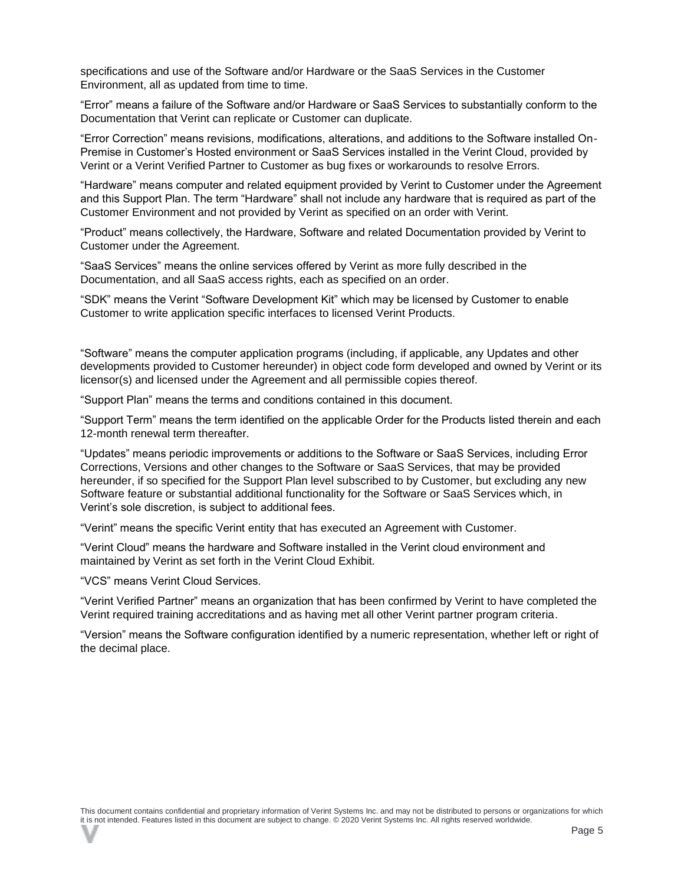specifications and use of the Software and/or Hardware or the SaaS Services in the Customer Environment, all as updated from time to time.

"Error" means a failure of the Software and/or Hardware or SaaS Services to substantially conform to the Documentation that Verint can replicate or Customer can duplicate.

"Error Correction" means revisions, modifications, alterations, and additions to the Software installed On-Premise in Customer's Hosted environment or SaaS Services installed in the Verint Cloud, provided by Verint or a Verint Verified Partner to Customer as bug fixes or workarounds to resolve Errors.

"Hardware" means computer and related equipment provided by Verint to Customer under the Agreement and this Support Plan. The term "Hardware" shall not include any hardware that is required as part of the Customer Environment and not provided by Verint as specified on an order with Verint.

"Product" means collectively, the Hardware, Software and related Documentation provided by Verint to Customer under the Agreement.

"SaaS Services" means the online services offered by Verint as more fully described in the Documentation, and all SaaS access rights, each as specified on an order.

"SDK" means the Verint "Software Development Kit" which may be licensed by Customer to enable Customer to write application specific interfaces to licensed Verint Products.

"Software" means the computer application programs (including, if applicable, any Updates and other developments provided to Customer hereunder) in object code form developed and owned by Verint or its licensor(s) and licensed under the Agreement and all permissible copies thereof.

"Support Plan" means the terms and conditions contained in this document.

"Support Term" means the term identified on the applicable Order for the Products listed therein and each 12-month renewal term thereafter.

"Updates" means periodic improvements or additions to the Software or SaaS Services, including Error Corrections, Versions and other changes to the Software or SaaS Services, that may be provided hereunder, if so specified for the Support Plan level subscribed to by Customer, but excluding any new Software feature or substantial additional functionality for the Software or SaaS Services which, in Verint's sole discretion, is subject to additional fees.

"Verint" means the specific Verint entity that has executed an Agreement with Customer.

"Verint Cloud" means the hardware and Software installed in the Verint cloud environment and maintained by Verint as set forth in the Verint Cloud Exhibit.

"VCS" means Verint Cloud Services.

"Verint Verified Partner" means an organization that has been confirmed by Verint to have completed the Verint required training accreditations and as having met all other Verint partner program criteria.

"Version" means the Software configuration identified by a numeric representation, whether left or right of the decimal place.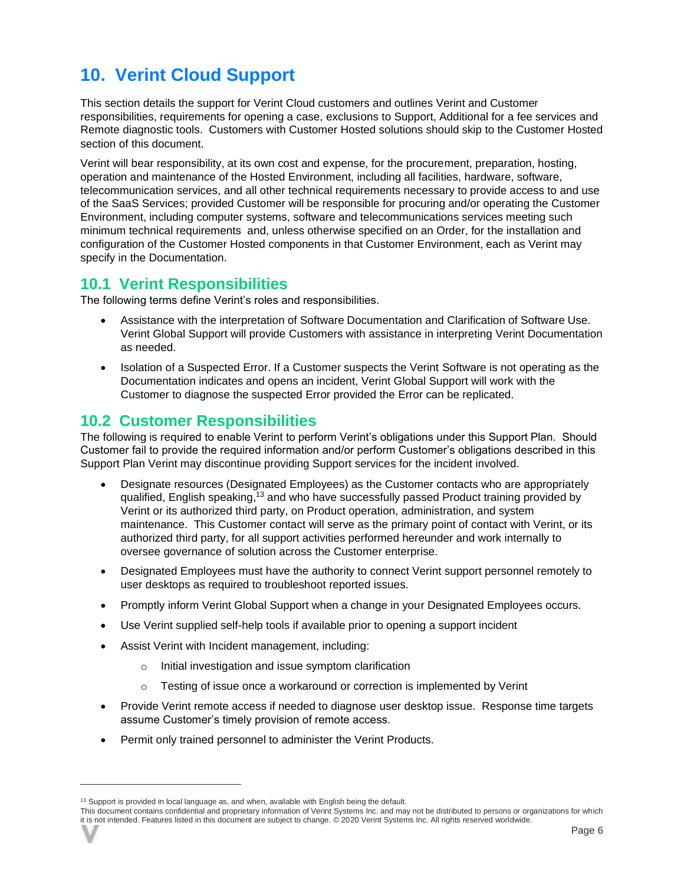# 10. Verint Cloud Support

This section details the support for Verint Cloud customers and outlines Verint and Customer responsibilities, requirements for opening a case, exclusions to Support, Additional for a fee services and Remote diagnostic tools. Customers with Customer Hosted solutions should skip to the Customer Hosted section of this document.

Verint will bear responsibility, at its own cost and expense, for the procurement, preparation, hosting, operation and maintenance of the Hosted Environment, including all facilities, hardware, software, telecommunication services, and all other technical requirements necessary to provide access to and use of the SaaS Services; provided Customer will be responsible for procuring and/or operating the Customer Environment, including computer systems, software and telecommunications services meeting such minimum technical requirements and, unless otherwise specified on an Order, for the installation and configuration of the Customer Hosted components in that Customer Environment, each as Verint may specify in the Documentation.

## 10.1 Verint Responsibilities

The following terms define Verint's roles and responsibilities.

- Assistance with the interpretation of Software Documentation and Clarification of Software Use. Verint Global Support will provide Customers with assistance in interpreting Verint Documentation as needed.
- Isolation of a Suspected Error. If a Customer suspects the Verint Software is not operating as the Documentation indicates and opens an incident, Verint Global Support will work with the Customer to diagnose the suspected Error provided the Error can be replicated.

## 10.2 Customer Responsibilities

The following is required to enable Verint to perform Verint's obligations under this Support Plan. Should Customer fail to provide the required information and/or perform Customer's obligations described in this Support Plan Verint may discontinue providing Support services for the incident involved.

- Designate resources (Designated Employees) as the Customer contacts who are appropriately qualified, English speaking,[13] and who have successfully passed Product training provided by Verint or its authorized third party, on Product operation, administration, and system maintenance. This Customer contact will serve as the primary point of contact with Verint, or its authorized third party, for all support activities performed hereunder and work internally to oversee governance of solution across the Customer enterprise.
- Designated Employees must have the authority to connect Verint support personnel remotely to user desktops as required to troubleshoot reported issues.
- Promptly inform Verint Global Support when a change in your Designated Employees occurs.
- Use Verint supplied self-help tools if available prior to opening a support incident
- Assist Verint with Incident management, including:
  - Initial investigation and issue symptom clarification
  - Testing of issue once a workaround or correction is implemented by Verint
- Provide Verint remote access if needed to diagnose user desktop issue. Response time targets assume Customer's timely provision of remote access.
- Permit only trained personnel to administer the Verint Products.

---

[13] Support is provided in local language as, and when, available with English being the default.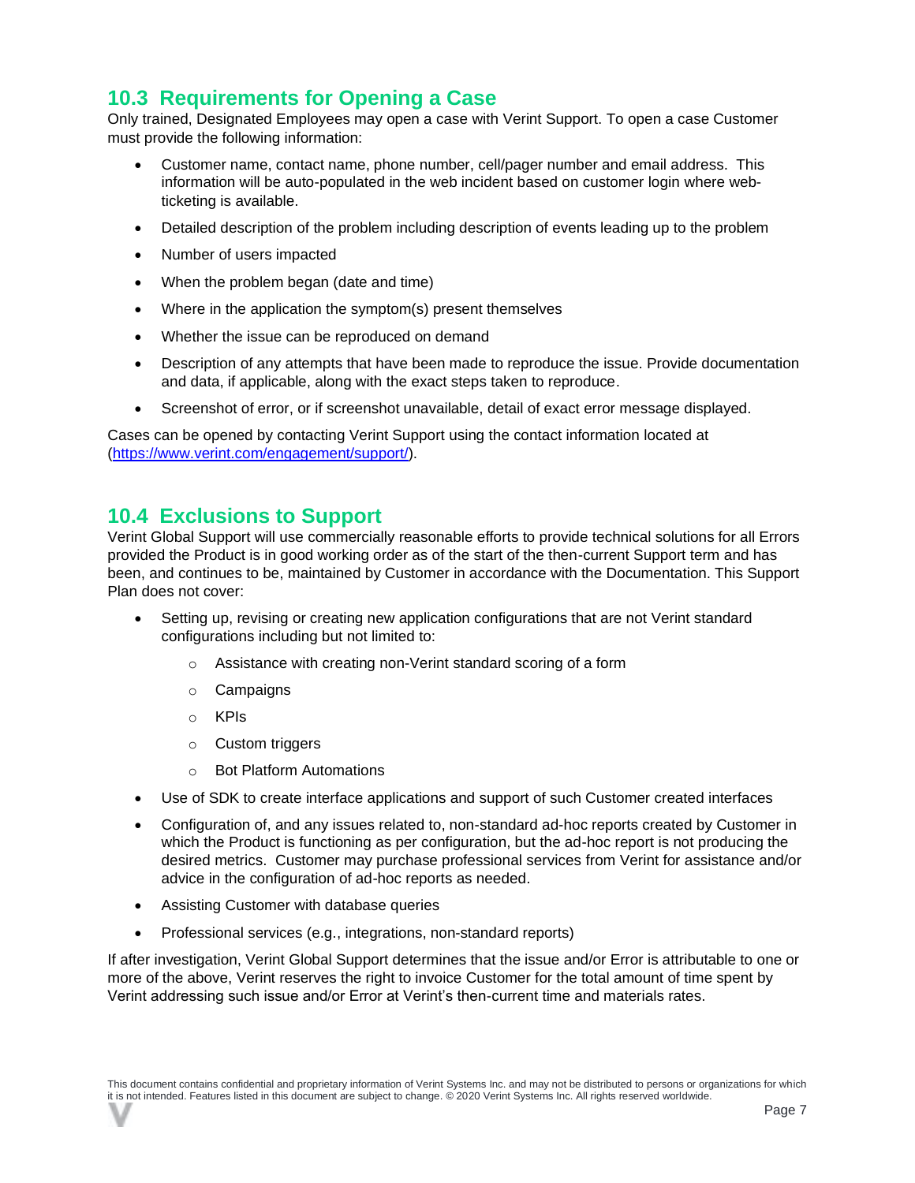## 10.3 Requirements for Opening a Case

Only trained, Designated Employees may open a case with Verint Support. To open a case Customer must provide the following information:

- Customer name, contact name, phone number, cell/pager number and email address. This information will be auto-populated in the web incident based on customer login where web-ticketing is available.
- Detailed description of the problem including description of events leading up to the problem
- Number of users impacted
- When the problem began (date and time)
- Where in the application the symptom(s) present themselves
- Whether the issue can be reproduced on demand
- Description of any attempts that have been made to reproduce the issue. Provide documentation and data, if applicable, along with the exact steps taken to reproduce.
- Screenshot of error, or if screenshot unavailable, detail of exact error message displayed.

Cases can be opened by contacting Verint Support using the contact information located at (https://www.verint.com/engagement/support/).

## 10.4 Exclusions to Support

Verint Global Support will use commercially reasonable efforts to provide technical solutions for all Errors provided the Product is in good working order as of the start of the then-current Support term and has been, and continues to be, maintained by Customer in accordance with the Documentation. This Support Plan does not cover:

- Setting up, revising or creating new application configurations that are not Verint standard configurations including but not limited to:
  - Assistance with creating non-Verint standard scoring of a form
  - Campaigns
  - KPIs
  - Custom triggers
  - Bot Platform Automations
- Use of SDK to create interface applications and support of such Customer created interfaces
- Configuration of, and any issues related to, non-standard ad-hoc reports created by Customer in which the Product is functioning as per configuration, but the ad-hoc report is not producing the desired metrics. Customer may purchase professional services from Verint for assistance and/or advice in the configuration of ad-hoc reports as needed.
- Assisting Customer with database queries
- Professional services (e.g., integrations, non-standard reports)

If after investigation, Verint Global Support determines that the issue and/or Error is attributable to one or more of the above, Verint reserves the right to invoice Customer for the total amount of time spent by Verint addressing such issue and/or Error at Verint's then-current time and materials rates.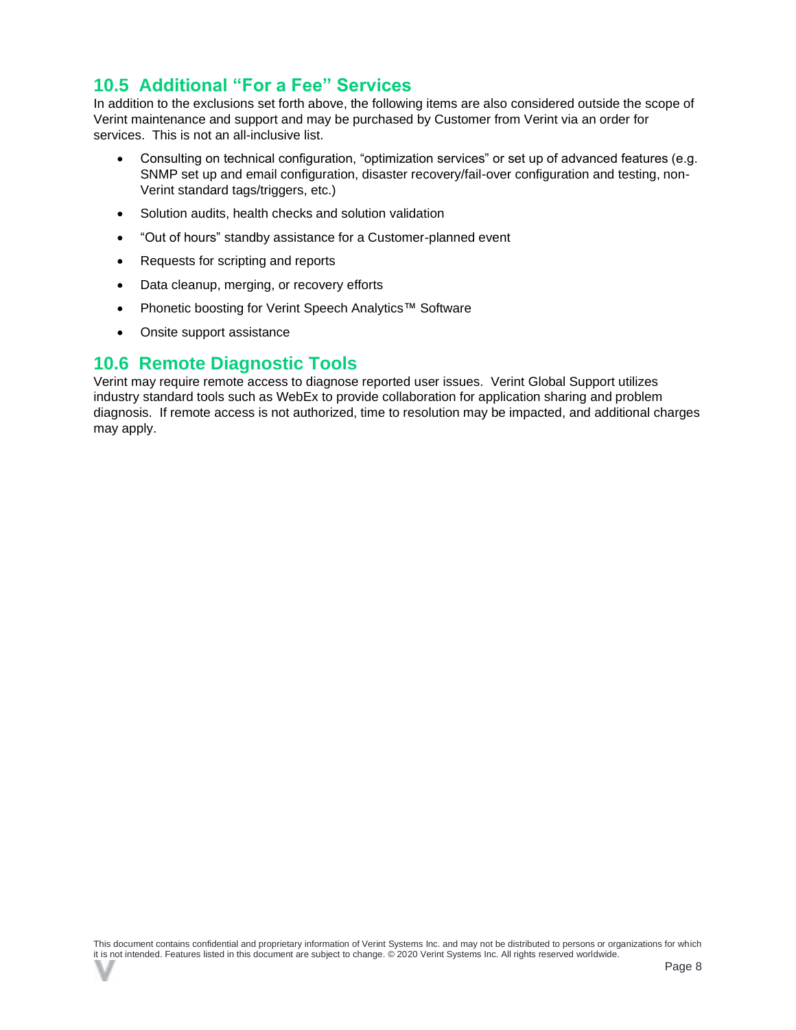## 10.5 Additional "For a Fee" Services

In addition to the exclusions set forth above, the following items are also considered outside the scope of Verint maintenance and support and may be purchased by Customer from Verint via an order for services. This is not an all-inclusive list.

- Consulting on technical configuration, "optimization services" or set up of advanced features (e.g. SNMP set up and email configuration, disaster recovery/fail-over configuration and testing, non-Verint standard tags/triggers, etc.)
- Solution audits, health checks and solution validation
- "Out of hours" standby assistance for a Customer-planned event
- Requests for scripting and reports
- Data cleanup, merging, or recovery efforts
- Phonetic boosting for Verint Speech Analytics™ Software
- Onsite support assistance

## 10.6 Remote Diagnostic Tools

Verint may require remote access to diagnose reported user issues. Verint Global Support utilizes industry standard tools such as WebEx to provide collaboration for application sharing and problem diagnosis. If remote access is not authorized, time to resolution may be impacted, and additional charges may apply.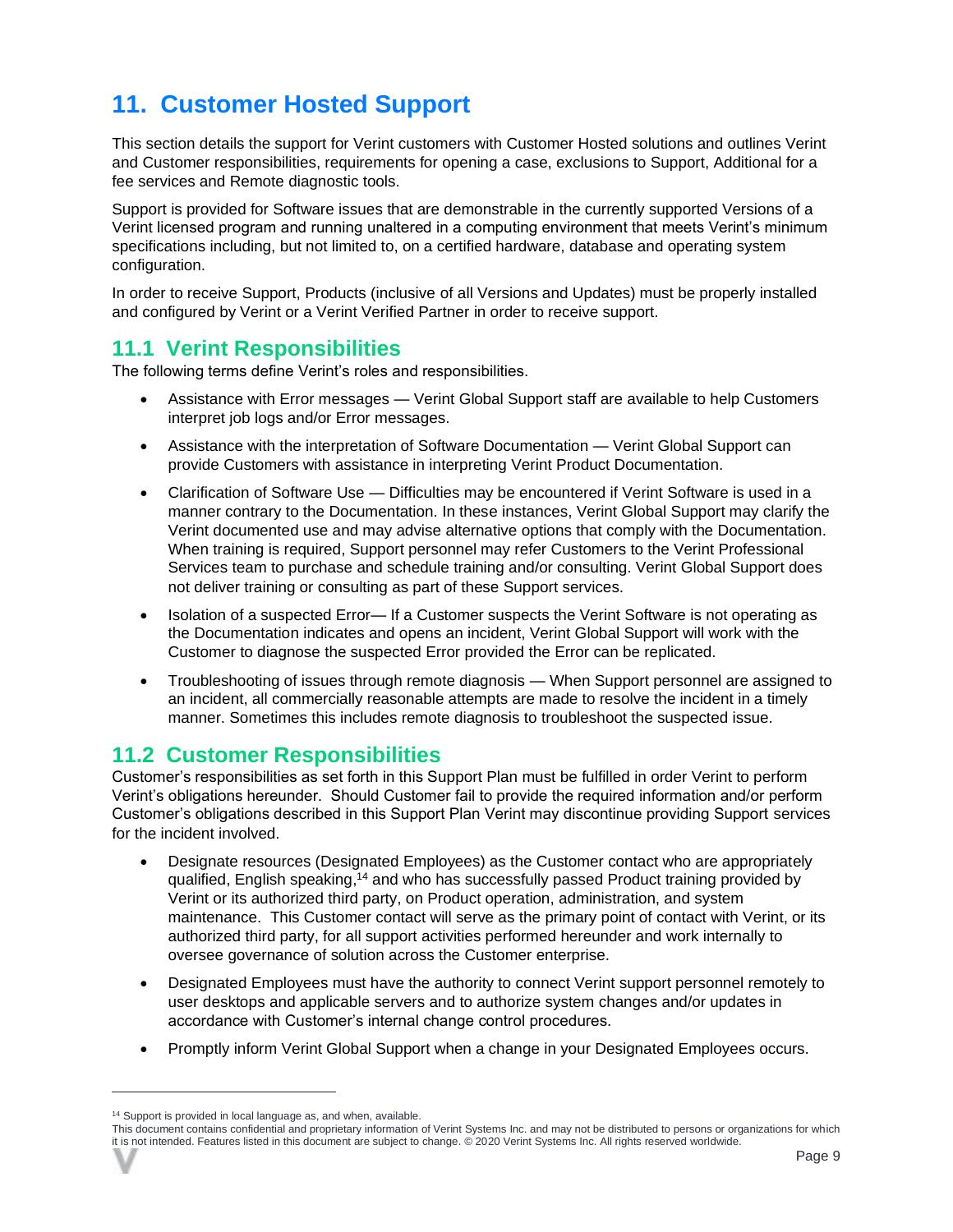# 11. Customer Hosted Support

This section details the support for Verint customers with Customer Hosted solutions and outlines Verint and Customer responsibilities, requirements for opening a case, exclusions to Support, Additional for a fee services and Remote diagnostic tools.

Support is provided for Software issues that are demonstrable in the currently supported Versions of a Verint licensed program and running unaltered in a computing environment that meets Verint's minimum specifications including, but not limited to, on a certified hardware, database and operating system configuration.

In order to receive Support, Products (inclusive of all Versions and Updates) must be properly installed and configured by Verint or a Verint Verified Partner in order to receive support.

## 11.1 Verint Responsibilities

The following terms define Verint's roles and responsibilities.

- Assistance with Error messages — Verint Global Support staff are available to help Customers interpret job logs and/or Error messages.
- Assistance with the interpretation of Software Documentation — Verint Global Support can provide Customers with assistance in interpreting Verint Product Documentation.
- Clarification of Software Use — Difficulties may be encountered if Verint Software is used in a manner contrary to the Documentation. In these instances, Verint Global Support may clarify the Verint documented use and may advise alternative options that comply with the Documentation. When training is required, Support personnel may refer Customers to the Verint Professional Services team to purchase and schedule training and/or consulting. Verint Global Support does not deliver training or consulting as part of these Support services.
- Isolation of a suspected Error— If a Customer suspects the Verint Software is not operating as the Documentation indicates and opens an incident, Verint Global Support will work with the Customer to diagnose the suspected Error provided the Error can be replicated.
- Troubleshooting of issues through remote diagnosis — When Support personnel are assigned to an incident, all commercially reasonable attempts are made to resolve the incident in a timely manner. Sometimes this includes remote diagnosis to troubleshoot the suspected issue.

## 11.2 Customer Responsibilities

Customer's responsibilities as set forth in this Support Plan must be fulfilled in order Verint to perform Verint's obligations hereunder. Should Customer fail to provide the required information and/or perform Customer's obligations described in this Support Plan Verint may discontinue providing Support services for the incident involved.

- Designate resources (Designated Employees) as the Customer contact who are appropriately qualified, English speaking,[14] and who has successfully passed Product training provided by Verint or its authorized third party, on Product operation, administration, and system maintenance. This Customer contact will serve as the primary point of contact with Verint, or its authorized third party, for all support activities performed hereunder and work internally to oversee governance of solution across the Customer enterprise.
- Designated Employees must have the authority to connect Verint support personnel remotely to user desktops and applicable servers and to authorize system changes and/or updates in accordance with Customer's internal change control procedures.
- Promptly inform Verint Global Support when a change in your Designated Employees occurs.

[14] Support is provided in local language as, and when, available.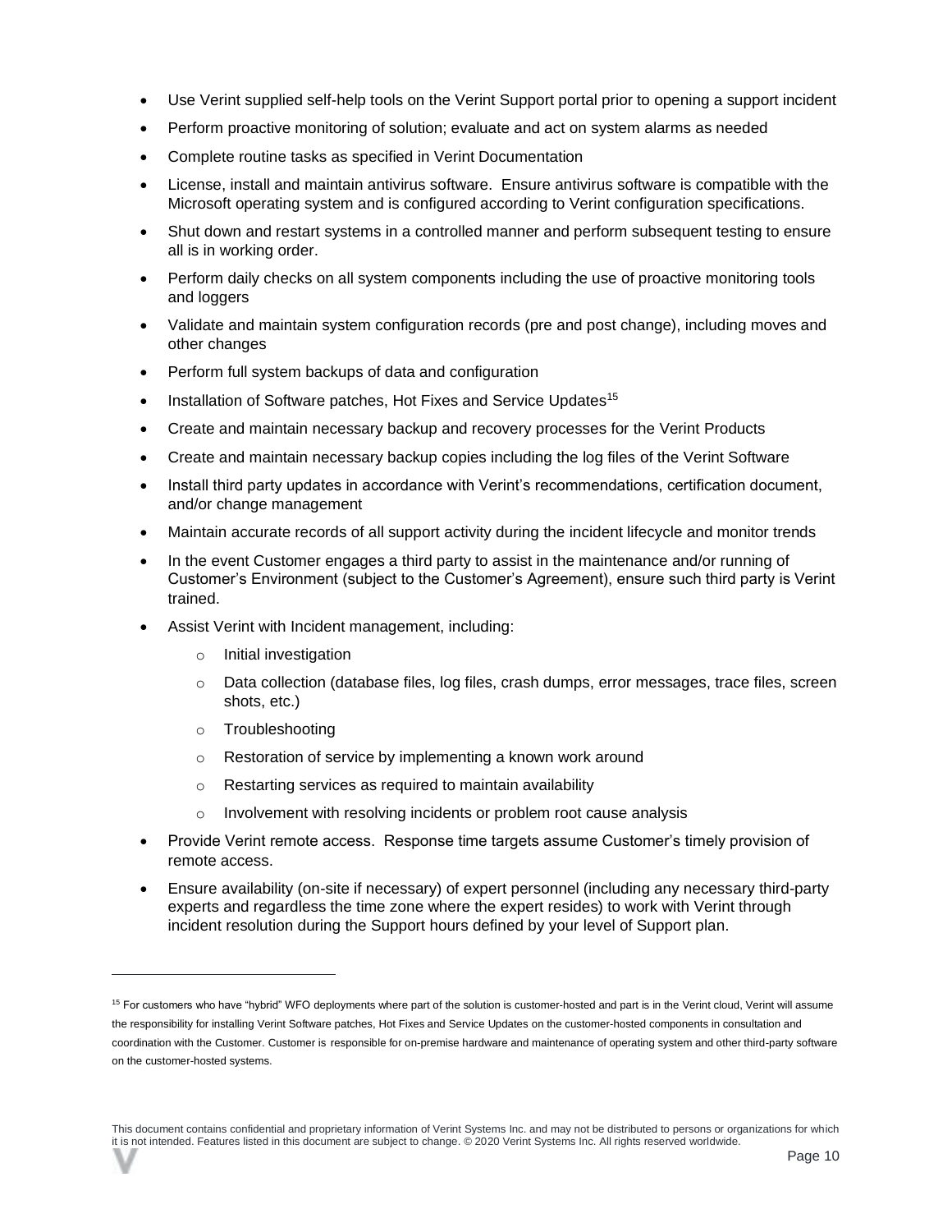- Use Verint supplied self-help tools on the Verint Support portal prior to opening a support incident
- Perform proactive monitoring of solution; evaluate and act on system alarms as needed
- Complete routine tasks as specified in Verint Documentation
- License, install and maintain antivirus software. Ensure antivirus software is compatible with the Microsoft operating system and is configured according to Verint configuration specifications.
- Shut down and restart systems in a controlled manner and perform subsequent testing to ensure all is in working order.
- Perform daily checks on all system components including the use of proactive monitoring tools and loggers
- Validate and maintain system configuration records (pre and post change), including moves and other changes
- Perform full system backups of data and configuration
- Installation of Software patches, Hot Fixes and Service Updates[15]
- Create and maintain necessary backup and recovery processes for the Verint Products
- Create and maintain necessary backup copies including the log files of the Verint Software
- Install third party updates in accordance with Verint's recommendations, certification document, and/or change management
- Maintain accurate records of all support activity during the incident lifecycle and monitor trends
- In the event Customer engages a third party to assist in the maintenance and/or running of Customer's Environment (subject to the Customer's Agreement), ensure such third party is Verint trained.
- Assist Verint with Incident management, including:
  - Initial investigation
  - Data collection (database files, log files, crash dumps, error messages, trace files, screen shots, etc.)
  - Troubleshooting
  - Restoration of service by implementing a known work around
  - Restarting services as required to maintain availability
  - Involvement with resolving incidents or problem root cause analysis
- Provide Verint remote access. Response time targets assume Customer's timely provision of remote access.
- Ensure availability (on-site if necessary) of expert personnel (including any necessary third-party experts and regardless the time zone where the expert resides) to work with Verint through incident resolution during the Support hours defined by your level of Support plan.

---

[15] For customers who have "hybrid" WFO deployments where part of the solution is customer-hosted and part is in the Verint cloud, Verint will assume the responsibility for installing Verint Software patches, Hot Fixes and Service Updates on the customer-hosted components in consultation and coordination with the Customer. Customer is responsible for on-premise hardware and maintenance of operating system and other third-party software on the customer-hosted systems.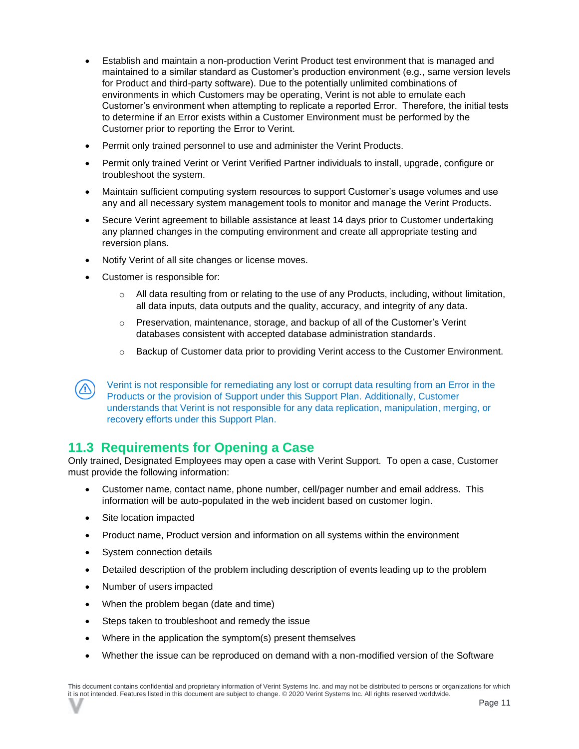- Establish and maintain a non-production Verint Product test environment that is managed and maintained to a similar standard as Customer's production environment (e.g., same version levels for Product and third-party software). Due to the potentially unlimited combinations of environments in which Customers may be operating, Verint is not able to emulate each Customer's environment when attempting to replicate a reported Error. Therefore, the initial tests to determine if an Error exists within a Customer Environment must be performed by the Customer prior to reporting the Error to Verint.
- Permit only trained personnel to use and administer the Verint Products.
- Permit only trained Verint or Verint Verified Partner individuals to install, upgrade, configure or troubleshoot the system.
- Maintain sufficient computing system resources to support Customer's usage volumes and use any and all necessary system management tools to monitor and manage the Verint Products.
- Secure Verint agreement to billable assistance at least 14 days prior to Customer undertaking any planned changes in the computing environment and create all appropriate testing and reversion plans.
- Notify Verint of all site changes or license moves.
- Customer is responsible for:
  - All data resulting from or relating to the use of any Products, including, without limitation, all data inputs, data outputs and the quality, accuracy, and integrity of any data.
  - Preservation, maintenance, storage, and backup of all of the Customer's Verint databases consistent with accepted database administration standards.
  - Backup of Customer data prior to providing Verint access to the Customer Environment.

Verint is not responsible for remediating any lost or corrupt data resulting from an Error in the Products or the provision of Support under this Support Plan. Additionally, Customer understands that Verint is not responsible for any data replication, manipulation, merging, or recovery efforts under this Support Plan.

## 11.3 Requirements for Opening a Case

Only trained, Designated Employees may open a case with Verint Support. To open a case, Customer must provide the following information:

- Customer name, contact name, phone number, cell/pager number and email address. This information will be auto-populated in the web incident based on customer login.
- Site location impacted
- Product name, Product version and information on all systems within the environment
- System connection details
- Detailed description of the problem including description of events leading up to the problem
- Number of users impacted
- When the problem began (date and time)
- Steps taken to troubleshoot and remedy the issue
- Where in the application the symptom(s) present themselves
- Whether the issue can be reproduced on demand with a non-modified version of the Software

This document contains confidential and proprietary information of Verint Systems Inc. and may not be distributed to persons or organizations for which it is not intended. Features listed in this document are subject to change. © 2020 Verint Systems Inc. All rights reserved worldwide.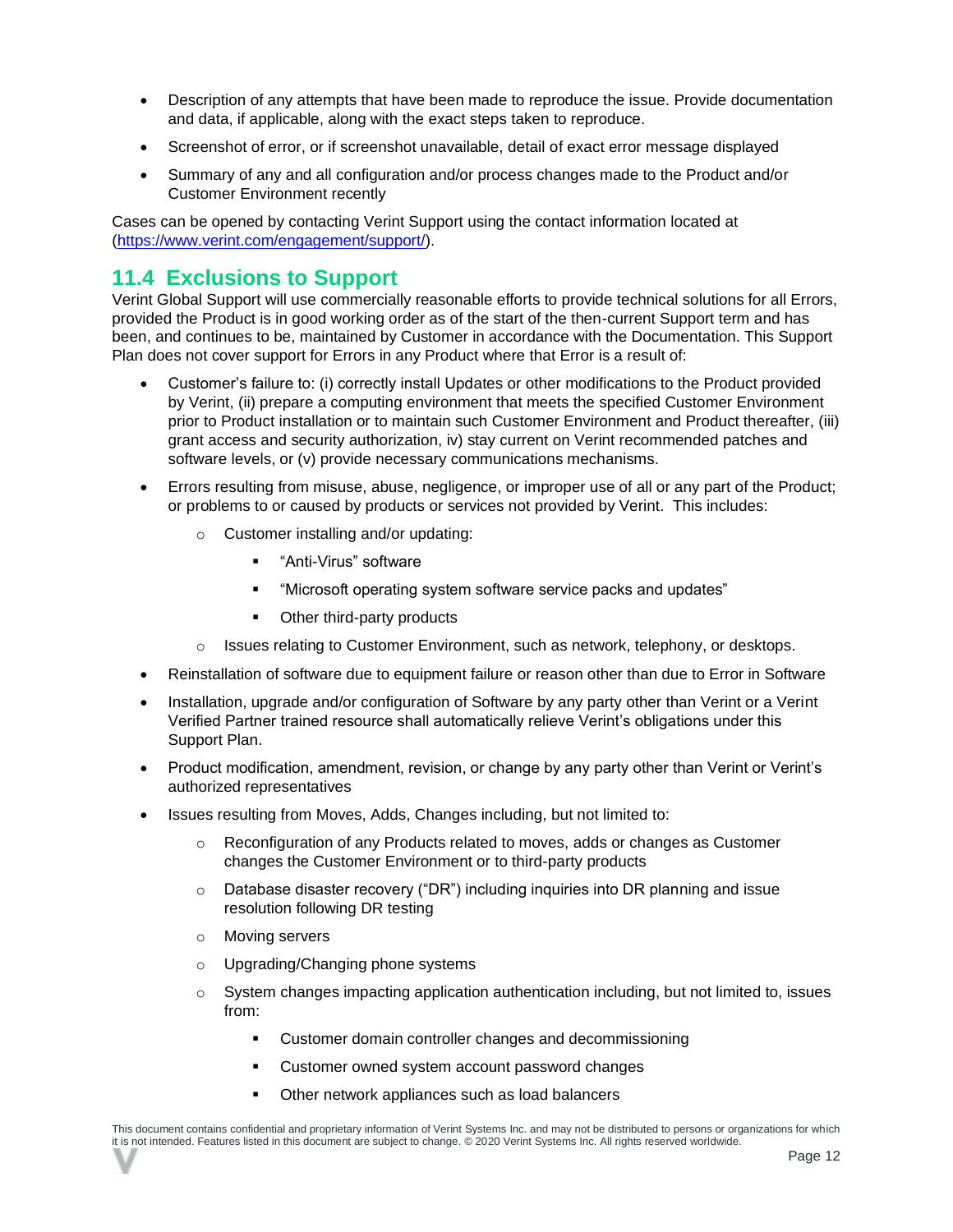- Description of any attempts that have been made to reproduce the issue. Provide documentation and data, if applicable, along with the exact steps taken to reproduce.
- Screenshot of error, or if screenshot unavailable, detail of exact error message displayed
- Summary of any and all configuration and/or process changes made to the Product and/or Customer Environment recently

Cases can be opened by contacting Verint Support using the contact information located at (https://www.verint.com/engagement/support/).

## 11.4 Exclusions to Support

Verint Global Support will use commercially reasonable efforts to provide technical solutions for all Errors, provided the Product is in good working order as of the start of the then-current Support term and has been, and continues to be, maintained by Customer in accordance with the Documentation. This Support Plan does not cover support for Errors in any Product where that Error is a result of:

- Customer's failure to: (i) correctly install Updates or other modifications to the Product provided by Verint, (ii) prepare a computing environment that meets the specified Customer Environment prior to Product installation or to maintain such Customer Environment and Product thereafter, (iii) grant access and security authorization, iv) stay current on Verint recommended patches and software levels, or (v) provide necessary communications mechanisms.
- Errors resulting from misuse, abuse, negligence, or improper use of all or any part of the Product; or problems to or caused by products or services not provided by Verint. This includes:
    - Customer installing and/or updating:
        - "Anti-Virus" software
        - "Microsoft operating system software service packs and updates"
        - Other third-party products
    - Issues relating to Customer Environment, such as network, telephony, or desktops.
- Reinstallation of software due to equipment failure or reason other than due to Error in Software
- Installation, upgrade and/or configuration of Software by any party other than Verint or a Verint Verified Partner trained resource shall automatically relieve Verint's obligations under this Support Plan.
- Product modification, amendment, revision, or change by any party other than Verint or Verint's authorized representatives
- Issues resulting from Moves, Adds, Changes including, but not limited to:
    - Reconfiguration of any Products related to moves, adds or changes as Customer changes the Customer Environment or to third-party products
    - Database disaster recovery ("DR") including inquiries into DR planning and issue resolution following DR testing
    - Moving servers
    - Upgrading/Changing phone systems
    - System changes impacting application authentication including, but not limited to, issues from:
        - Customer domain controller changes and decommissioning
        - Customer owned system account password changes
        - Other network appliances such as load balancers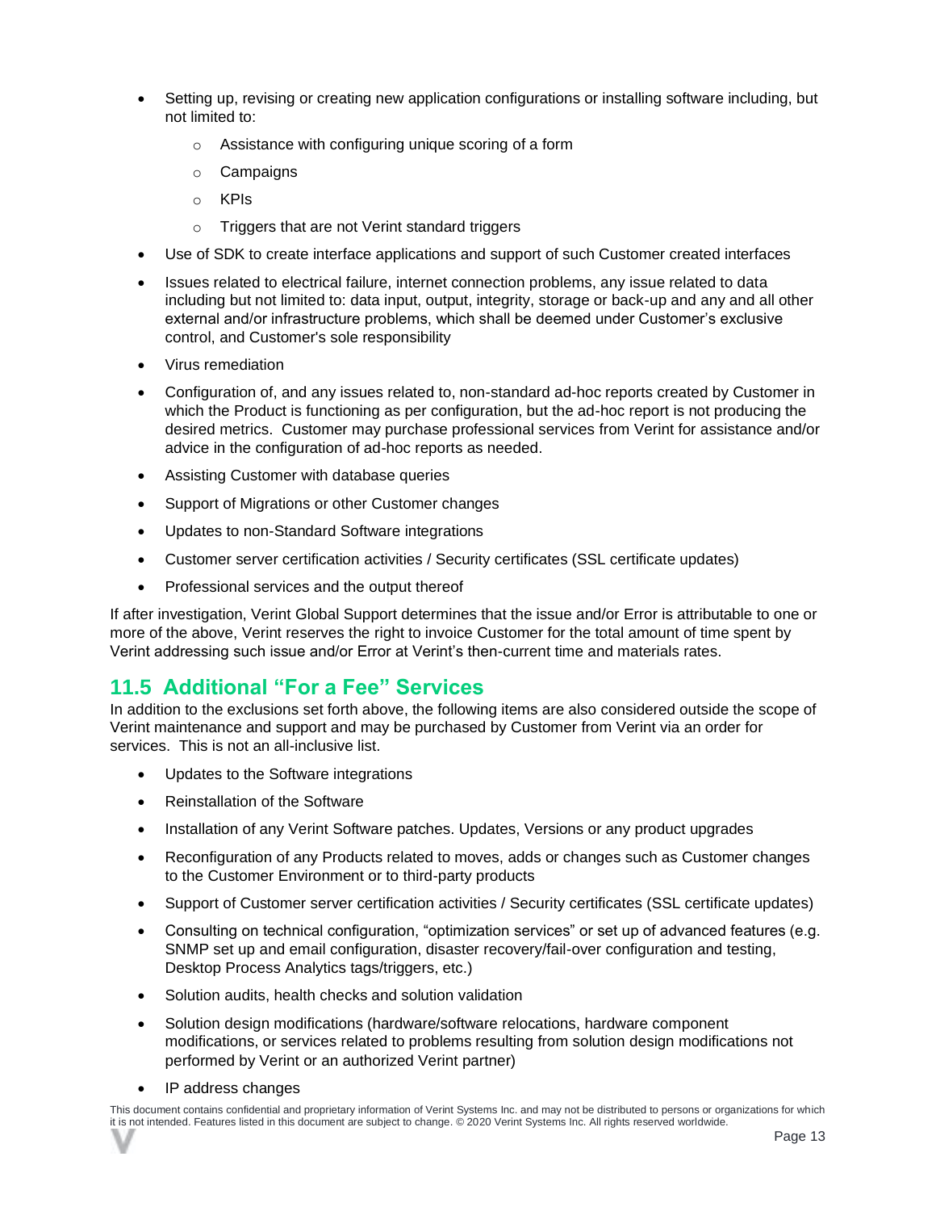- Setting up, revising or creating new application configurations or installing software including, but not limited to:
  - Assistance with configuring unique scoring of a form
  - Campaigns
  - KPIs
  - Triggers that are not Verint standard triggers
- Use of SDK to create interface applications and support of such Customer created interfaces
- Issues related to electrical failure, internet connection problems, any issue related to data including but not limited to: data input, output, integrity, storage or back-up and any and all other external and/or infrastructure problems, which shall be deemed under Customer's exclusive control, and Customer's sole responsibility
- Virus remediation
- Configuration of, and any issues related to, non-standard ad-hoc reports created by Customer in which the Product is functioning as per configuration, but the ad-hoc report is not producing the desired metrics. Customer may purchase professional services from Verint for assistance and/or advice in the configuration of ad-hoc reports as needed.
- Assisting Customer with database queries
- Support of Migrations or other Customer changes
- Updates to non-Standard Software integrations
- Customer server certification activities / Security certificates (SSL certificate updates)
- Professional services and the output thereof

If after investigation, Verint Global Support determines that the issue and/or Error is attributable to one or more of the above, Verint reserves the right to invoice Customer for the total amount of time spent by Verint addressing such issue and/or Error at Verint's then-current time and materials rates.

## 11.5 Additional "For a Fee" Services

In addition to the exclusions set forth above, the following items are also considered outside the scope of Verint maintenance and support and may be purchased by Customer from Verint via an order for services. This is not an all-inclusive list.

- Updates to the Software integrations
- Reinstallation of the Software
- Installation of any Verint Software patches. Updates, Versions or any product upgrades
- Reconfiguration of any Products related to moves, adds or changes such as Customer changes to the Customer Environment or to third-party products
- Support of Customer server certification activities / Security certificates (SSL certificate updates)
- Consulting on technical configuration, "optimization services" or set up of advanced features (e.g. SNMP set up and email configuration, disaster recovery/fail-over configuration and testing, Desktop Process Analytics tags/triggers, etc.)
- Solution audits, health checks and solution validation
- Solution design modifications (hardware/software relocations, hardware component modifications, or services related to problems resulting from solution design modifications not performed by Verint or an authorized Verint partner)
- IP address changes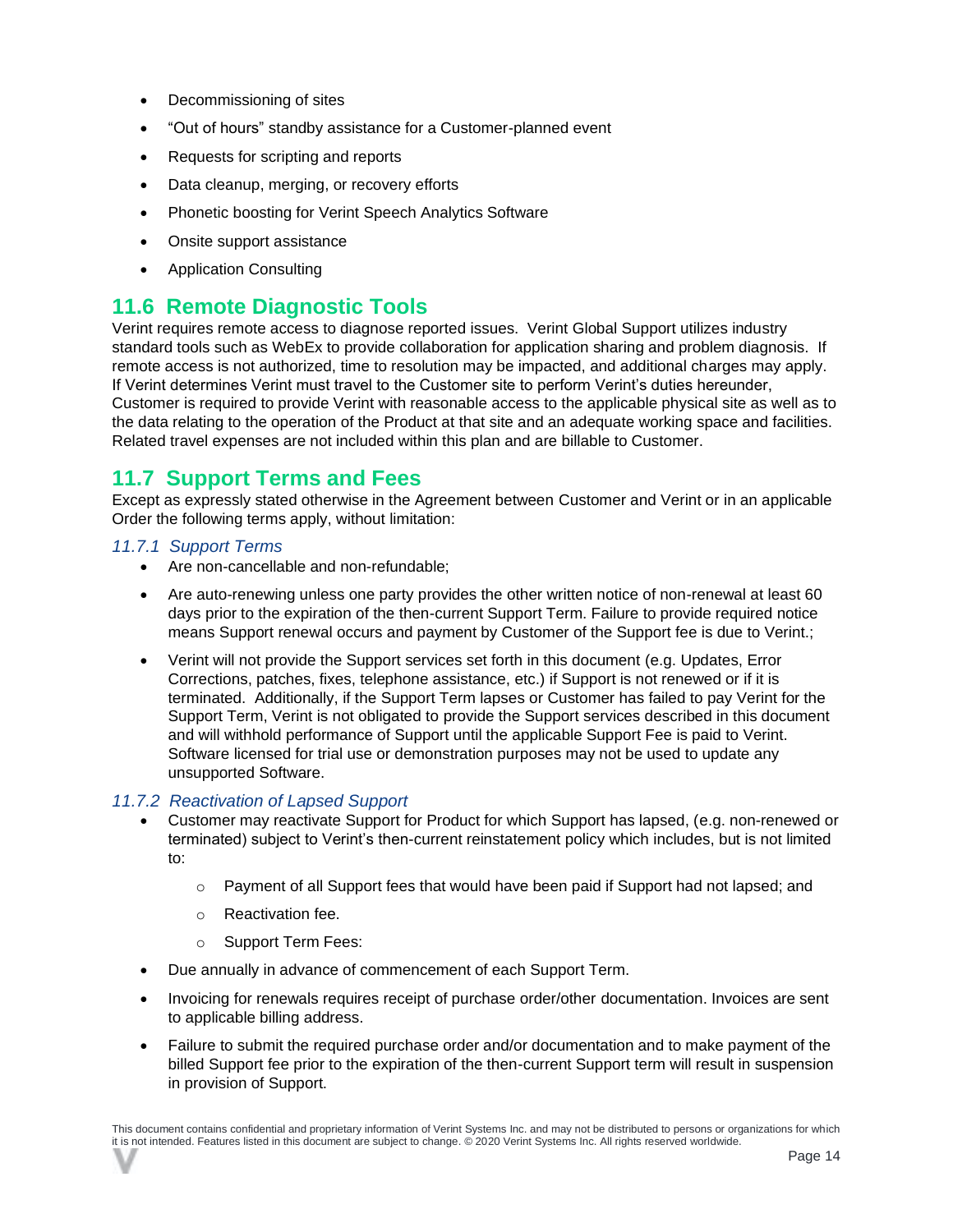- Decommissioning of sites
- "Out of hours" standby assistance for a Customer-planned event
- Requests for scripting and reports
- Data cleanup, merging, or recovery efforts
- Phonetic boosting for Verint Speech Analytics Software
- Onsite support assistance
- Application Consulting

## 11.6 Remote Diagnostic Tools

Verint requires remote access to diagnose reported issues. Verint Global Support utilizes industry standard tools such as WebEx to provide collaboration for application sharing and problem diagnosis. If remote access is not authorized, time to resolution may be impacted, and additional charges may apply. If Verint determines Verint must travel to the Customer site to perform Verint's duties hereunder, Customer is required to provide Verint with reasonable access to the applicable physical site as well as to the data relating to the operation of the Product at that site and an adequate working space and facilities. Related travel expenses are not included within this plan and are billable to Customer.

## 11.7 Support Terms and Fees

Except as expressly stated otherwise in the Agreement between Customer and Verint or in an applicable Order the following terms apply, without limitation:

### *11.7.1 Support Terms*

- Are non-cancellable and non-refundable;
- Are auto-renewing unless one party provides the other written notice of non-renewal at least 60 days prior to the expiration of the then-current Support Term. Failure to provide required notice means Support renewal occurs and payment by Customer of the Support fee is due to Verint.;
- Verint will not provide the Support services set forth in this document (e.g. Updates, Error Corrections, patches, fixes, telephone assistance, etc.) if Support is not renewed or if it is terminated. Additionally, if the Support Term lapses or Customer has failed to pay Verint for the Support Term, Verint is not obligated to provide the Support services described in this document and will withhold performance of Support until the applicable Support Fee is paid to Verint. Software licensed for trial use or demonstration purposes may not be used to update any unsupported Software.

### *11.7.2 Reactivation of Lapsed Support*

- Customer may reactivate Support for Product for which Support has lapsed, (e.g. non-renewed or terminated) subject to Verint's then-current reinstatement policy which includes, but is not limited to:
  - Payment of all Support fees that would have been paid if Support had not lapsed; and
  - Reactivation fee.
  - Support Term Fees:
- Due annually in advance of commencement of each Support Term.
- Invoicing for renewals requires receipt of purchase order/other documentation. Invoices are sent to applicable billing address.
- Failure to submit the required purchase order and/or documentation and to make payment of the billed Support fee prior to the expiration of the then-current Support term will result in suspension in provision of Support.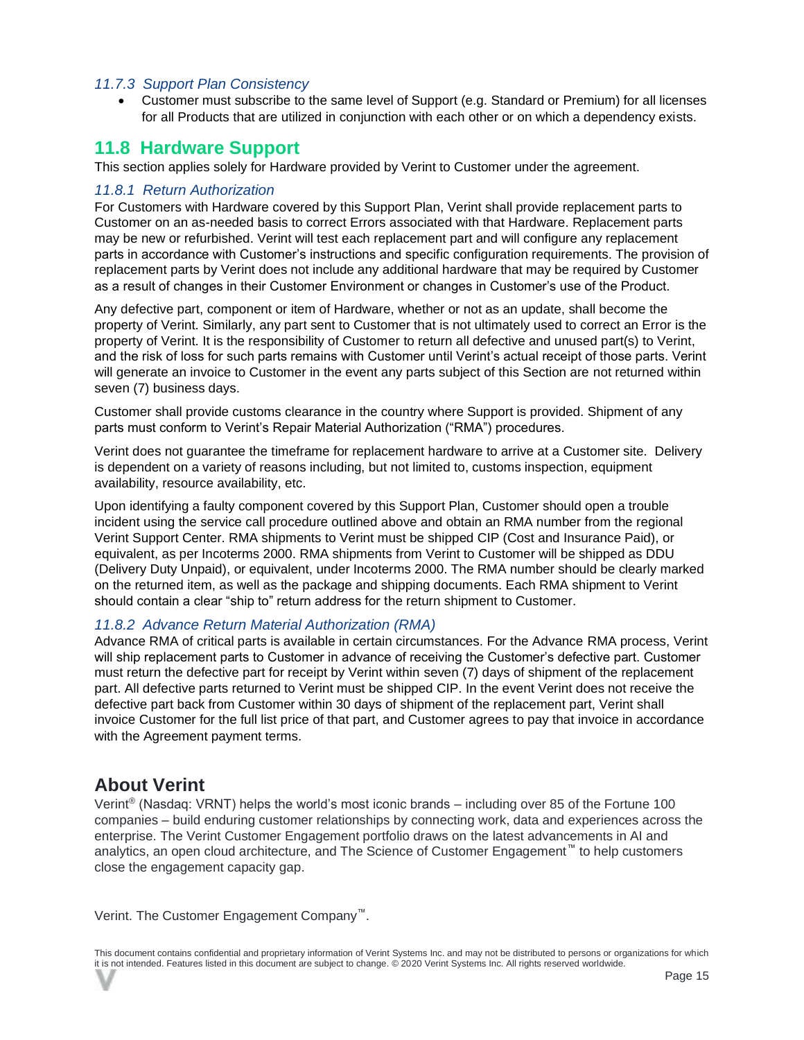#### *11.7.3 Support Plan Consistency*

- Customer must subscribe to the same level of Support (e.g. Standard or Premium) for all licenses for all Products that are utilized in conjunction with each other or on which a dependency exists.

## 11.8 Hardware Support

This section applies solely for Hardware provided by Verint to Customer under the agreement.

#### *11.8.1 Return Authorization*

For Customers with Hardware covered by this Support Plan, Verint shall provide replacement parts to Customer on an as-needed basis to correct Errors associated with that Hardware. Replacement parts may be new or refurbished. Verint will test each replacement part and will configure any replacement parts in accordance with Customer's instructions and specific configuration requirements. The provision of replacement parts by Verint does not include any additional hardware that may be required by Customer as a result of changes in their Customer Environment or changes in Customer's use of the Product.

Any defective part, component or item of Hardware, whether or not as an update, shall become the property of Verint. Similarly, any part sent to Customer that is not ultimately used to correct an Error is the property of Verint. It is the responsibility of Customer to return all defective and unused part(s) to Verint, and the risk of loss for such parts remains with Customer until Verint's actual receipt of those parts. Verint will generate an invoice to Customer in the event any parts subject of this Section are not returned within seven (7) business days.

Customer shall provide customs clearance in the country where Support is provided. Shipment of any parts must conform to Verint's Repair Material Authorization ("RMA") procedures.

Verint does not guarantee the timeframe for replacement hardware to arrive at a Customer site. Delivery is dependent on a variety of reasons including, but not limited to, customs inspection, equipment availability, resource availability, etc.

Upon identifying a faulty component covered by this Support Plan, Customer should open a trouble incident using the service call procedure outlined above and obtain an RMA number from the regional Verint Support Center. RMA shipments to Verint must be shipped CIP (Cost and Insurance Paid), or equivalent, as per Incoterms 2000. RMA shipments from Verint to Customer will be shipped as DDU (Delivery Duty Unpaid), or equivalent, under Incoterms 2000. The RMA number should be clearly marked on the returned item, as well as the package and shipping documents. Each RMA shipment to Verint should contain a clear "ship to" return address for the return shipment to Customer.

#### *11.8.2 Advance Return Material Authorization (RMA)*

Advance RMA of critical parts is available in certain circumstances. For the Advance RMA process, Verint will ship replacement parts to Customer in advance of receiving the Customer's defective part. Customer must return the defective part for receipt by Verint within seven (7) days of shipment of the replacement part. All defective parts returned to Verint must be shipped CIP. In the event Verint does not receive the defective part back from Customer within 30 days of shipment of the replacement part, Verint shall invoice Customer for the full list price of that part, and Customer agrees to pay that invoice in accordance with the Agreement payment terms.

## About Verint

Verint® (Nasdaq: VRNT) helps the world's most iconic brands – including over 85 of the Fortune 100 companies – build enduring customer relationships by connecting work, data and experiences across the enterprise. The Verint Customer Engagement portfolio draws on the latest advancements in AI and analytics, an open cloud architecture, and The Science of Customer Engagement™ to help customers close the engagement capacity gap.

Verint. The Customer Engagement Company™.

This document contains confidential and proprietary information of Verint Systems Inc. and may not be distributed to persons or organizations for which it is not intended. Features listed in this document are subject to change. © 2020 Verint Systems Inc. All rights reserved worldwide.